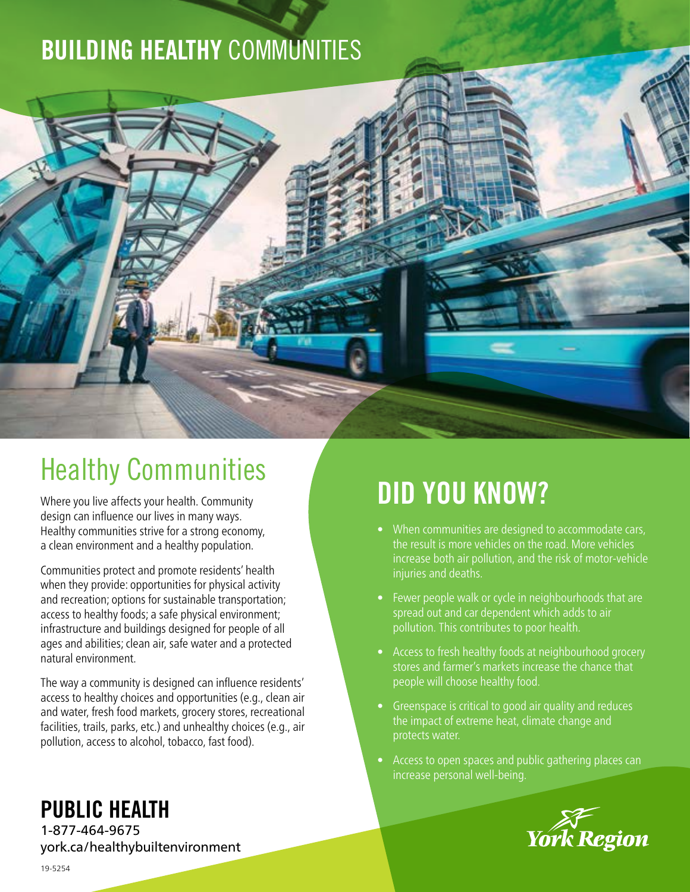# BUILDING HEALTHY COMMUNITIES

## Healthy Communities

Where you live affects your health. Community design can influence our lives in many ways. Healthy communities strive for a strong economy, a clean environment and a healthy population.

Communities protect and promote residents' health when they provide: opportunities for physical activity and recreation; options for sustainable transportation; access to healthy foods; a safe physical environment; infrastructure and buildings designed for people of all ages and abilities; clean air, safe water and a protected natural environment.

The way a community is designed can influence residents' access to healthy choices and opportunities (e.g., clean air and water, fresh food markets, grocery stores, recreational facilities, trails, parks, etc.) and unhealthy choices (e.g., air pollution, access to alcohol, tobacco, fast food).

## DID YOU KNOW?

- When communities are designed to accommodate cars, the result is more vehicles on the road. More vehicles increase both air pollution, and the risk of motor-vehicle injuries and deaths.
- Fewer people walk or cycle in neighbourhoods that are spread out and car dependent which adds to air pollution. This contributes to poor health.
- Access to fresh healthy foods at neighbourhood grocery stores and farmer's markets increase the chance that people will choose healthy food.
- Greenspace is critical to good air quality and reduces the impact of extreme heat, climate change and protects water.
- Access to open spaces and public gathering places can increase personal well-being.

**PUBLIC HEALTH**
1-877-464-9675
york.ca/healthybuiltenvironment

York Region

19-5254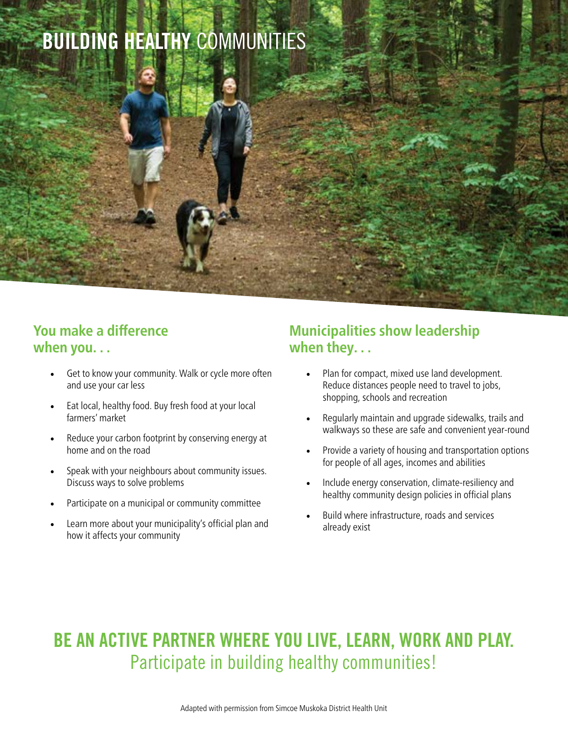# BUILDING HEALTHY COMMUNITIES

## You make a difference when you. . .

- Get to know your community. Walk or cycle more often and use your car less
- Eat local, healthy food. Buy fresh food at your local farmers' market
- Reduce your carbon footprint by conserving energy at home and on the road
- Speak with your neighbours about community issues. Discuss ways to solve problems
- Participate on a municipal or community committee
- Learn more about your municipality's official plan and how it affects your community

## Municipalities show leadership when they. . .

- Plan for compact, mixed use land development. Reduce distances people need to travel to jobs, shopping, schools and recreation
- Regularly maintain and upgrade sidewalks, trails and walkways so these are safe and convenient year-round
- Provide a variety of housing and transportation options for people of all ages, incomes and abilities
- Include energy conservation, climate-resiliency and healthy community design policies in official plans
- Build where infrastructure, roads and services already exist

## BE AN ACTIVE PARTNER WHERE YOU LIVE, LEARN, WORK AND PLAY.

Participate in building healthy communities!

Adapted with permission from Simcoe Muskoka District Health Unit